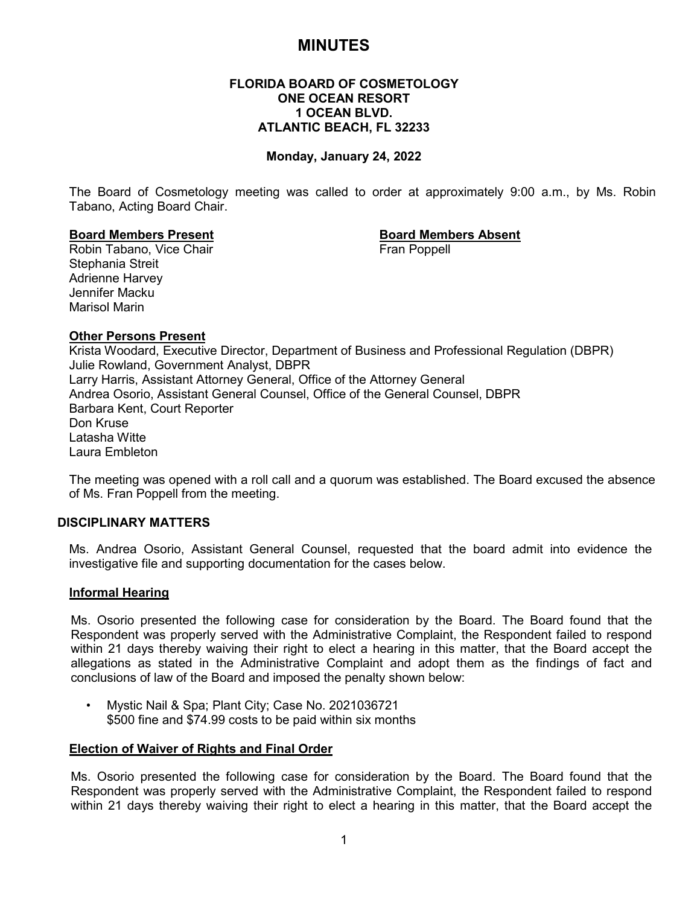# MINUTES

**FLORIDA BOARD OF COSMETOLOGY**
**ONE OCEAN RESORT**
**1 OCEAN BLVD.**
**ATLANTIC BEACH, FL 32233**

**Monday, January 24, 2022**

The Board of Cosmetology meeting was called to order at approximately 9:00 a.m., by Ms. Robin Tabano, Acting Board Chair.

**Board Members Present**

Robin Tabano, Vice Chair
Stephania Streit
Adrienne Harvey
Jennifer Macku
Marisol Marin

**Board Members Absent**

Fran Poppell

**Other Persons Present**

Krista Woodard, Executive Director, Department of Business and Professional Regulation (DBPR)
Julie Rowland, Government Analyst, DBPR
Larry Harris, Assistant Attorney General, Office of the Attorney General
Andrea Osorio, Assistant General Counsel, Office of the General Counsel, DBPR
Barbara Kent, Court Reporter
Don Kruse
Latasha Witte
Laura Embleton

The meeting was opened with a roll call and a quorum was established. The Board excused the absence of Ms. Fran Poppell from the meeting.

## DISCIPLINARY MATTERS

Ms. Andrea Osorio, Assistant General Counsel, requested that the board admit into evidence the investigative file and supporting documentation for the cases below.

### Informal Hearing

Ms. Osorio presented the following case for consideration by the Board. The Board found that the Respondent was properly served with the Administrative Complaint, the Respondent failed to respond within 21 days thereby waiving their right to elect a hearing in this matter, that the Board accept the allegations as stated in the Administrative Complaint and adopt them as the findings of fact and conclusions of law of the Board and imposed the penalty shown below:

- Mystic Nail & Spa; Plant City; Case No. 2021036721
  $500 fine and $74.99 costs to be paid within six months

### Election of Waiver of Rights and Final Order

Ms. Osorio presented the following case for consideration by the Board. The Board found that the Respondent was properly served with the Administrative Complaint, the Respondent failed to respond within 21 days thereby waiving their right to elect a hearing in this matter, that the Board accept the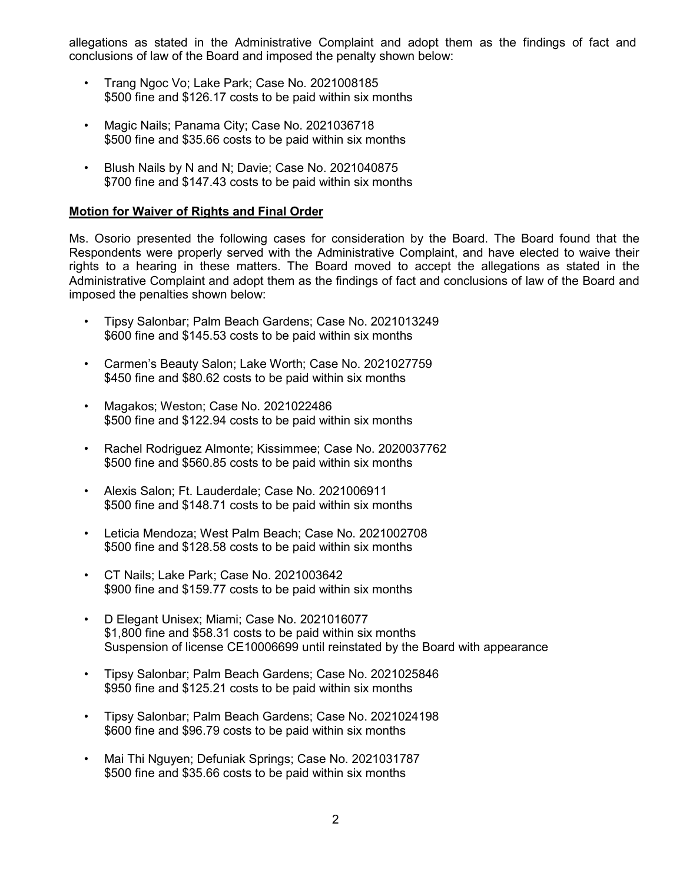allegations as stated in the Administrative Complaint and adopt them as the findings of fact and conclusions of law of the Board and imposed the penalty shown below:

- Trang Ngoc Vo; Lake Park; Case No. 2021008185
  $500 fine and $126.17 costs to be paid within six months

- Magic Nails; Panama City; Case No. 2021036718
  $500 fine and $35.66 costs to be paid within six months

- Blush Nails by N and N; Davie; Case No. 2021040875
  $700 fine and $147.43 costs to be paid within six months

**Motion for Waiver of Rights and Final Order**

Ms. Osorio presented the following cases for consideration by the Board. The Board found that the Respondents were properly served with the Administrative Complaint, and have elected to waive their rights to a hearing in these matters. The Board moved to accept the allegations as stated in the Administrative Complaint and adopt them as the findings of fact and conclusions of law of the Board and imposed the penalties shown below:

- Tipsy Salonbar; Palm Beach Gardens; Case No. 2021013249
  $600 fine and $145.53 costs to be paid within six months

- Carmen's Beauty Salon; Lake Worth; Case No. 2021027759
  $450 fine and $80.62 costs to be paid within six months

- Magakos; Weston; Case No. 2021022486
  $500 fine and $122.94 costs to be paid within six months

- Rachel Rodriguez Almonte; Kissimmee; Case No. 2020037762
  $500 fine and $560.85 costs to be paid within six months

- Alexis Salon; Ft. Lauderdale; Case No. 2021006911
  $500 fine and $148.71 costs to be paid within six months

- Leticia Mendoza; West Palm Beach; Case No. 2021002708
  $500 fine and $128.58 costs to be paid within six months

- CT Nails; Lake Park; Case No. 2021003642
  $900 fine and $159.77 costs to be paid within six months

- D Elegant Unisex; Miami; Case No. 2021016077
  $1,800 fine and $58.31 costs to be paid within six months
  Suspension of license CE10006699 until reinstated by the Board with appearance

- Tipsy Salonbar; Palm Beach Gardens; Case No. 2021025846
  $950 fine and $125.21 costs to be paid within six months

- Tipsy Salonbar; Palm Beach Gardens; Case No. 2021024198
  $600 fine and $96.79 costs to be paid within six months

- Mai Thi Nguyen; Defuniak Springs; Case No. 2021031787
  $500 fine and $35.66 costs to be paid within six months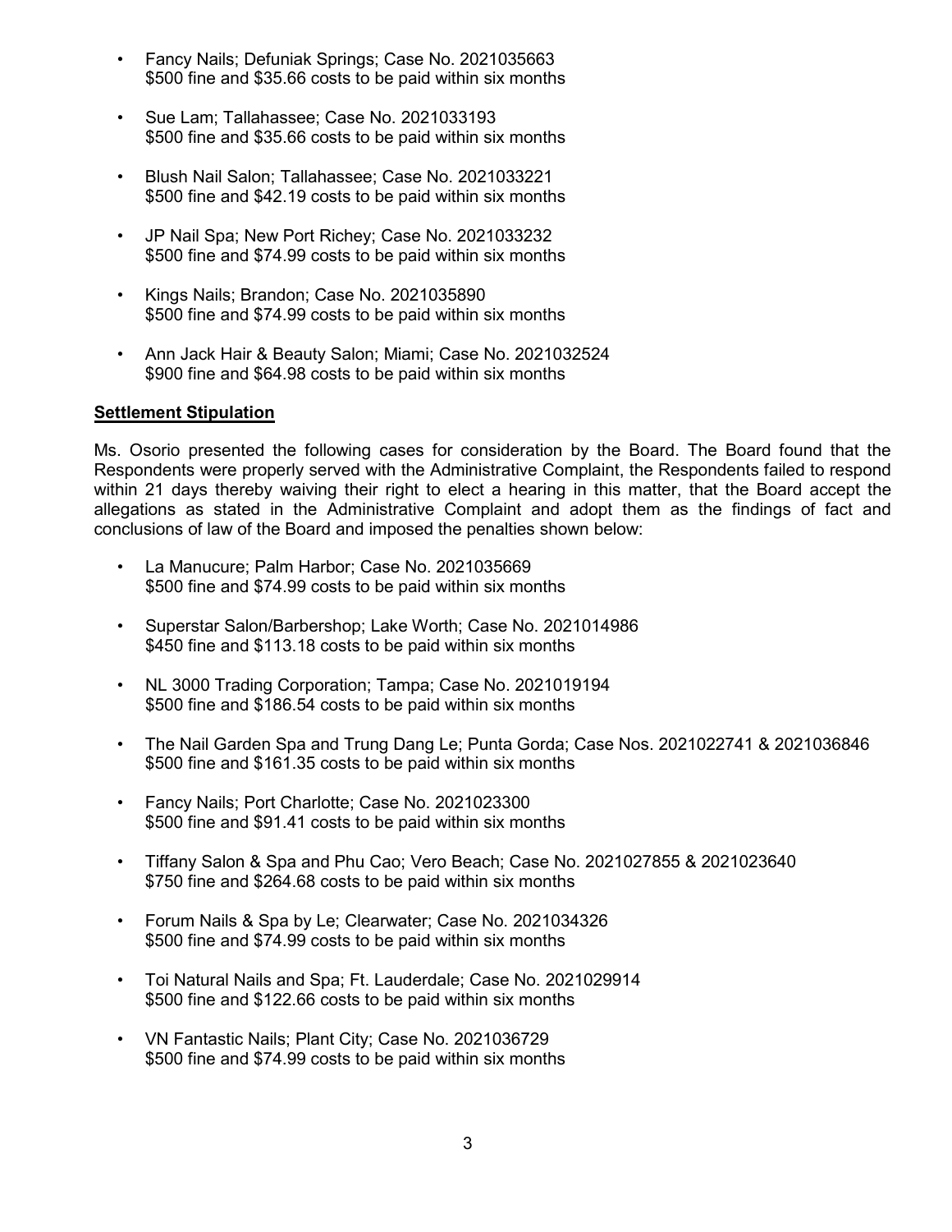- Fancy Nails; Defuniak Springs; Case No. 2021035663
  $500 fine and $35.66 costs to be paid within six months

- Sue Lam; Tallahassee; Case No. 2021033193
  $500 fine and $35.66 costs to be paid within six months

- Blush Nail Salon; Tallahassee; Case No. 2021033221
  $500 fine and $42.19 costs to be paid within six months

- JP Nail Spa; New Port Richey; Case No. 2021033232
  $500 fine and $74.99 costs to be paid within six months

- Kings Nails; Brandon; Case No. 2021035890
  $500 fine and $74.99 costs to be paid within six months

- Ann Jack Hair & Beauty Salon; Miami; Case No. 2021032524
  $900 fine and $64.98 costs to be paid within six months

**Settlement Stipulation**

Ms. Osorio presented the following cases for consideration by the Board. The Board found that the Respondents were properly served with the Administrative Complaint, the Respondents failed to respond within 21 days thereby waiving their right to elect a hearing in this matter, that the Board accept the allegations as stated in the Administrative Complaint and adopt them as the findings of fact and conclusions of law of the Board and imposed the penalties shown below:

- La Manucure; Palm Harbor; Case No. 2021035669
  $500 fine and $74.99 costs to be paid within six months

- Superstar Salon/Barbershop; Lake Worth; Case No. 2021014986
  $450 fine and $113.18 costs to be paid within six months

- NL 3000 Trading Corporation; Tampa; Case No. 2021019194
  $500 fine and $186.54 costs to be paid within six months

- The Nail Garden Spa and Trung Dang Le; Punta Gorda; Case Nos. 2021022741 & 2021036846
  $500 fine and $161.35 costs to be paid within six months

- Fancy Nails; Port Charlotte; Case No. 2021023300
  $500 fine and $91.41 costs to be paid within six months

- Tiffany Salon & Spa and Phu Cao; Vero Beach; Case No. 2021027855 & 2021023640
  $750 fine and $264.68 costs to be paid within six months

- Forum Nails & Spa by Le; Clearwater; Case No. 2021034326
  $500 fine and $74.99 costs to be paid within six months

- Toi Natural Nails and Spa; Ft. Lauderdale; Case No. 2021029914
  $500 fine and $122.66 costs to be paid within six months

- VN Fantastic Nails; Plant City; Case No. 2021036729
  $500 fine and $74.99 costs to be paid within six months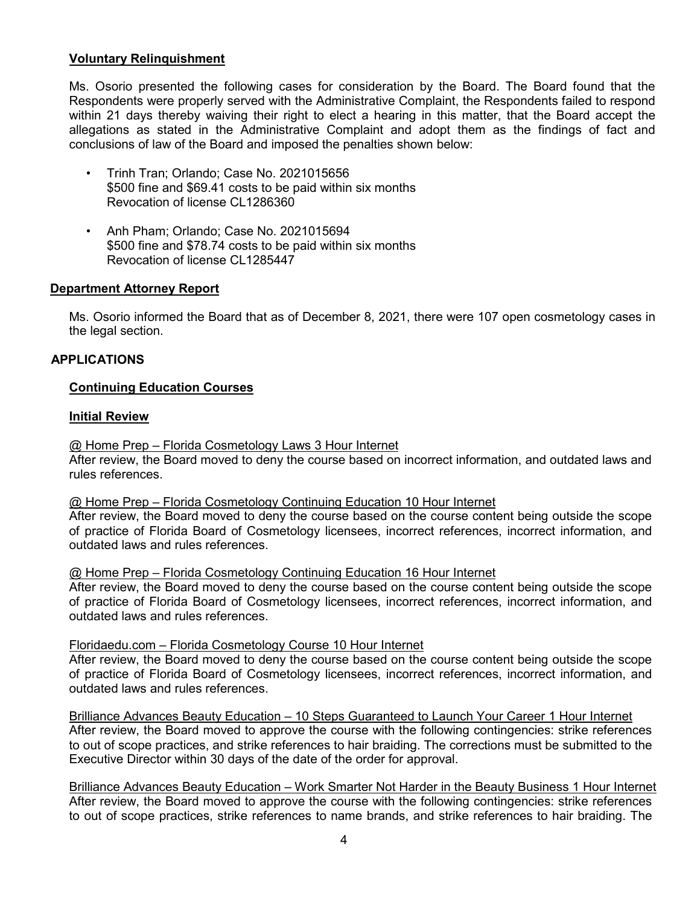**Voluntary Relinquishment**

Ms. Osorio presented the following cases for consideration by the Board. The Board found that the Respondents were properly served with the Administrative Complaint, the Respondents failed to respond within 21 days thereby waiving their right to elect a hearing in this matter, that the Board accept the allegations as stated in the Administrative Complaint and adopt them as the findings of fact and conclusions of law of the Board and imposed the penalties shown below:

- Trinh Tran; Orlando; Case No. 2021015656
  $500 fine and $69.41 costs to be paid within six months
  Revocation of license CL1286360

- Anh Pham; Orlando; Case No. 2021015694
  $500 fine and $78.74 costs to be paid within six months
  Revocation of license CL1285447

**Department Attorney Report**

Ms. Osorio informed the Board that as of December 8, 2021, there were 107 open cosmetology cases in the legal section.

## APPLICATIONS

**Continuing Education Courses**

**Initial Review**

@ Home Prep – Florida Cosmetology Laws 3 Hour Internet
After review, the Board moved to deny the course based on incorrect information, and outdated laws and rules references.

@ Home Prep – Florida Cosmetology Continuing Education 10 Hour Internet
After review, the Board moved to deny the course based on the course content being outside the scope of practice of Florida Board of Cosmetology licensees, incorrect references, incorrect information, and outdated laws and rules references.

@ Home Prep – Florida Cosmetology Continuing Education 16 Hour Internet
After review, the Board moved to deny the course based on the course content being outside the scope of practice of Florida Board of Cosmetology licensees, incorrect references, incorrect information, and outdated laws and rules references.

Floridaedu.com – Florida Cosmetology Course 10 Hour Internet
After review, the Board moved to deny the course based on the course content being outside the scope of practice of Florida Board of Cosmetology licensees, incorrect references, incorrect information, and outdated laws and rules references.

Brilliance Advances Beauty Education – 10 Steps Guaranteed to Launch Your Career 1 Hour Internet
After review, the Board moved to approve the course with the following contingencies: strike references to out of scope practices, and strike references to hair braiding. The corrections must be submitted to the Executive Director within 30 days of the date of the order for approval.

Brilliance Advances Beauty Education – Work Smarter Not Harder in the Beauty Business 1 Hour Internet
After review, the Board moved to approve the course with the following contingencies: strike references to out of scope practices, strike references to name brands, and strike references to hair braiding. The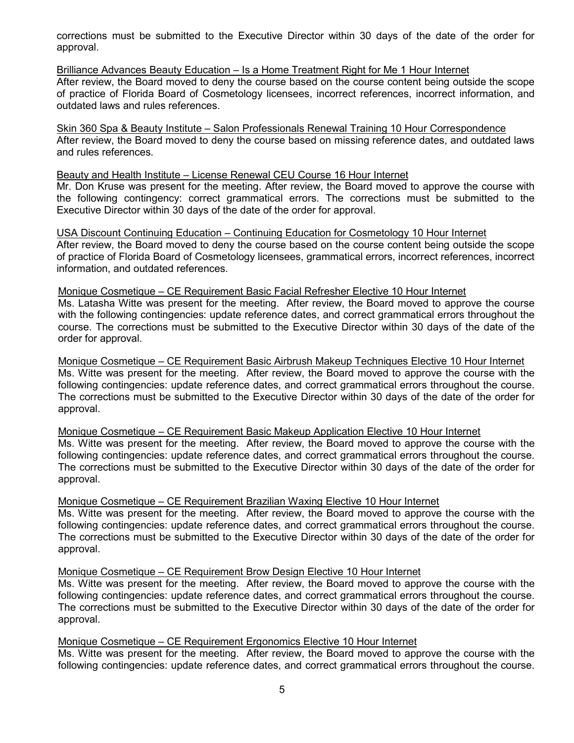corrections must be submitted to the Executive Director within 30 days of the date of the order for approval.

<u>Brilliance Advances Beauty Education – Is a Home Treatment Right for Me 1 Hour Internet</u>
After review, the Board moved to deny the course based on the course content being outside the scope of practice of Florida Board of Cosmetology licensees, incorrect references, incorrect information, and outdated laws and rules references.

<u>Skin 360 Spa & Beauty Institute – Salon Professionals Renewal Training 10 Hour Correspondence</u>
After review, the Board moved to deny the course based on missing reference dates, and outdated laws and rules references.

<u>Beauty and Health Institute – License Renewal CEU Course 16 Hour Internet</u>
Mr. Don Kruse was present for the meeting. After review, the Board moved to approve the course with the following contingency: correct grammatical errors. The corrections must be submitted to the Executive Director within 30 days of the date of the order for approval.

<u>USA Discount Continuing Education – Continuing Education for Cosmetology 10 Hour Internet</u>
After review, the Board moved to deny the course based on the course content being outside the scope of practice of Florida Board of Cosmetology licensees, grammatical errors, incorrect references, incorrect information, and outdated references.

<u>Monique Cosmetique – CE Requirement Basic Facial Refresher Elective 10 Hour Internet</u>
Ms. Latasha Witte was present for the meeting. After review, the Board moved to approve the course with the following contingencies: update reference dates, and correct grammatical errors throughout the course. The corrections must be submitted to the Executive Director within 30 days of the date of the order for approval.

<u>Monique Cosmetique – CE Requirement Basic Airbrush Makeup Techniques Elective 10 Hour Internet</u>
Ms. Witte was present for the meeting. After review, the Board moved to approve the course with the following contingencies: update reference dates, and correct grammatical errors throughout the course. The corrections must be submitted to the Executive Director within 30 days of the date of the order for approval.

<u>Monique Cosmetique – CE Requirement Basic Makeup Application Elective 10 Hour Internet</u>
Ms. Witte was present for the meeting. After review, the Board moved to approve the course with the following contingencies: update reference dates, and correct grammatical errors throughout the course. The corrections must be submitted to the Executive Director within 30 days of the date of the order for approval.

<u>Monique Cosmetique – CE Requirement Brazilian Waxing Elective 10 Hour Internet</u>
Ms. Witte was present for the meeting. After review, the Board moved to approve the course with the following contingencies: update reference dates, and correct grammatical errors throughout the course. The corrections must be submitted to the Executive Director within 30 days of the date of the order for approval.

<u>Monique Cosmetique – CE Requirement Brow Design Elective 10 Hour Internet</u>
Ms. Witte was present for the meeting. After review, the Board moved to approve the course with the following contingencies: update reference dates, and correct grammatical errors throughout the course. The corrections must be submitted to the Executive Director within 30 days of the date of the order for approval.

<u>Monique Cosmetique – CE Requirement Ergonomics Elective 10 Hour Internet</u>
Ms. Witte was present for the meeting. After review, the Board moved to approve the course with the following contingencies: update reference dates, and correct grammatical errors throughout the course.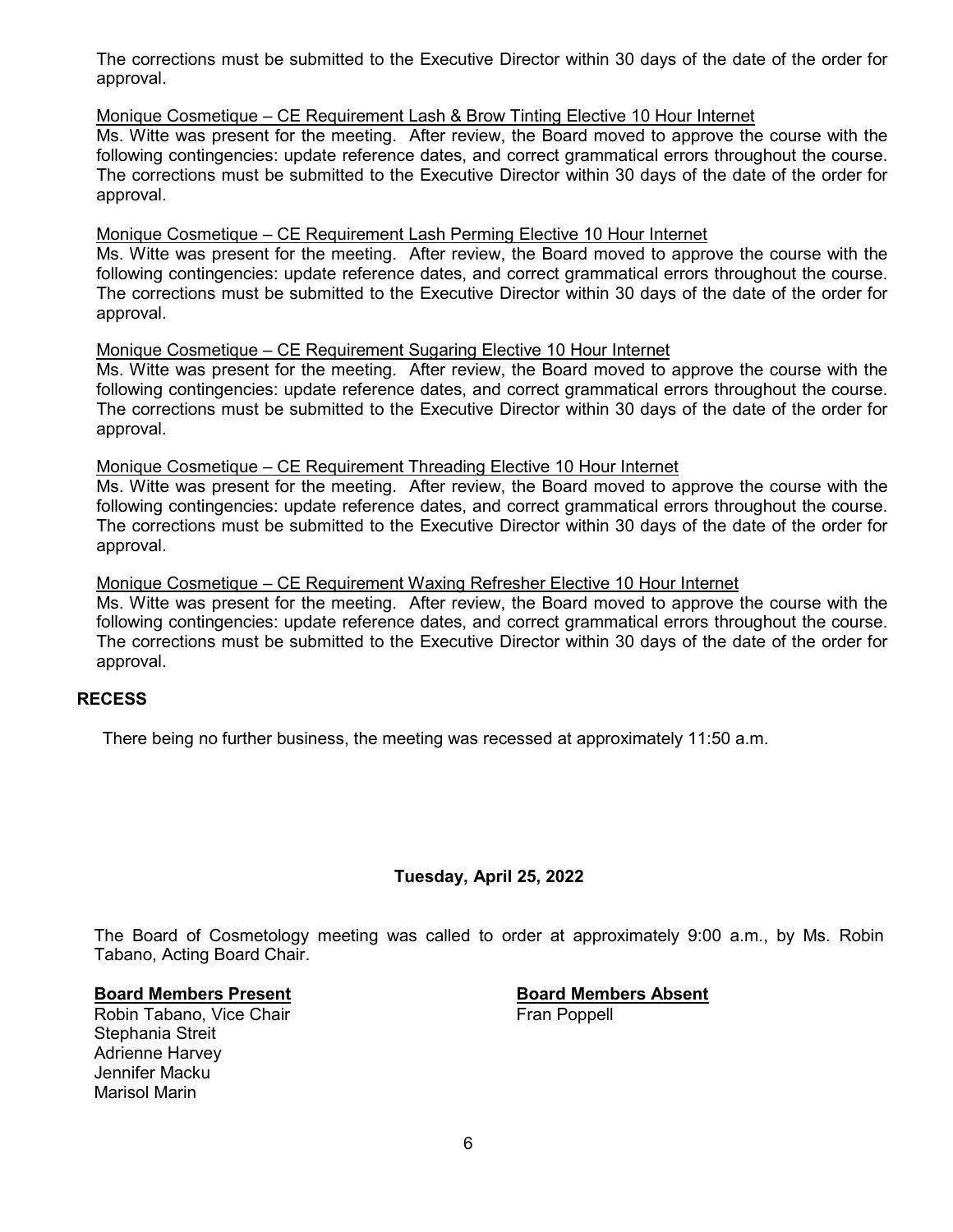The corrections must be submitted to the Executive Director within 30 days of the date of the order for approval.

Monique Cosmetique – CE Requirement Lash & Brow Tinting Elective 10 Hour Internet

Ms. Witte was present for the meeting. After review, the Board moved to approve the course with the following contingencies: update reference dates, and correct grammatical errors throughout the course. The corrections must be submitted to the Executive Director within 30 days of the date of the order for approval.

Monique Cosmetique – CE Requirement Lash Perming Elective 10 Hour Internet

Ms. Witte was present for the meeting. After review, the Board moved to approve the course with the following contingencies: update reference dates, and correct grammatical errors throughout the course. The corrections must be submitted to the Executive Director within 30 days of the date of the order for approval.

Monique Cosmetique – CE Requirement Sugaring Elective 10 Hour Internet

Ms. Witte was present for the meeting. After review, the Board moved to approve the course with the following contingencies: update reference dates, and correct grammatical errors throughout the course. The corrections must be submitted to the Executive Director within 30 days of the date of the order for approval.

Monique Cosmetique – CE Requirement Threading Elective 10 Hour Internet

Ms. Witte was present for the meeting. After review, the Board moved to approve the course with the following contingencies: update reference dates, and correct grammatical errors throughout the course. The corrections must be submitted to the Executive Director within 30 days of the date of the order for approval.

Monique Cosmetique – CE Requirement Waxing Refresher Elective 10 Hour Internet

Ms. Witte was present for the meeting. After review, the Board moved to approve the course with the following contingencies: update reference dates, and correct grammatical errors throughout the course. The corrections must be submitted to the Executive Director within 30 days of the date of the order for approval.

## RECESS

There being no further business, the meeting was recessed at approximately 11:50 a.m.

**Tuesday, April 25, 2022**

The Board of Cosmetology meeting was called to order at approximately 9:00 a.m., by Ms. Robin Tabano, Acting Board Chair.

**Board Members Present**

Robin Tabano, Vice Chair
Stephania Streit
Adrienne Harvey
Jennifer Macku
Marisol Marin

**Board Members Absent**

Fran Poppell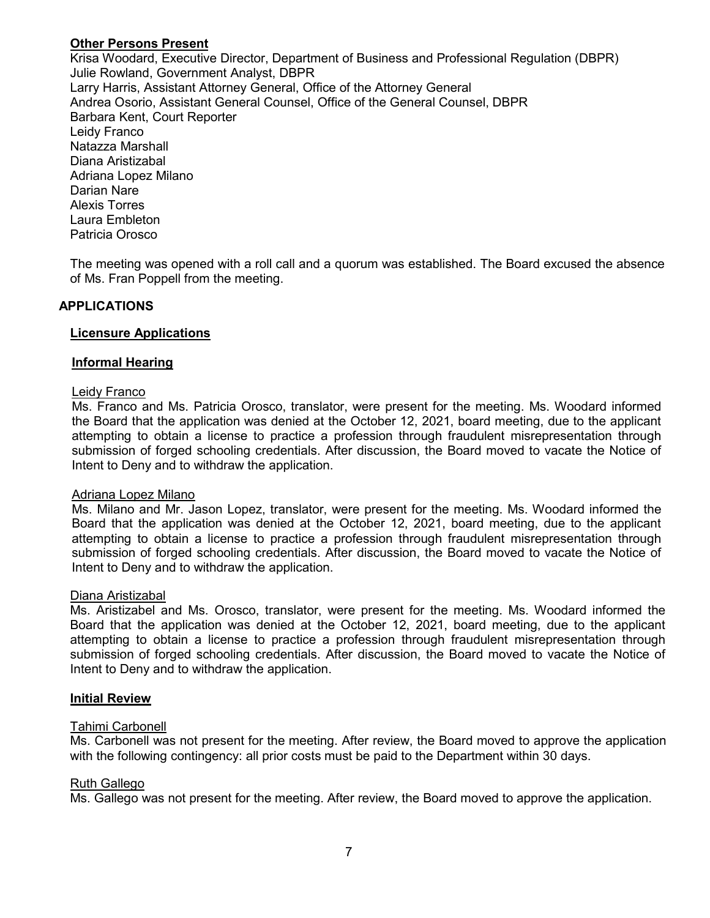**Other Persons Present**

Krisa Woodard, Executive Director, Department of Business and Professional Regulation (DBPR)
Julie Rowland, Government Analyst, DBPR
Larry Harris, Assistant Attorney General, Office of the Attorney General
Andrea Osorio, Assistant General Counsel, Office of the General Counsel, DBPR
Barbara Kent, Court Reporter
Leidy Franco
Natazza Marshall
Diana Aristizabal
Adriana Lopez Milano
Darian Nare
Alexis Torres
Laura Embleton
Patricia Orosco

The meeting was opened with a roll call and a quorum was established. The Board excused the absence of Ms. Fran Poppell from the meeting.

## APPLICATIONS

### Licensure Applications

#### Informal Hearing

Leidy Franco

Ms. Franco and Ms. Patricia Orosco, translator, were present for the meeting. Ms. Woodard informed the Board that the application was denied at the October 12, 2021, board meeting, due to the applicant attempting to obtain a license to practice a profession through fraudulent misrepresentation through submission of forged schooling credentials. After discussion, the Board moved to vacate the Notice of Intent to Deny and to withdraw the application.

Adriana Lopez Milano

Ms. Milano and Mr. Jason Lopez, translator, were present for the meeting. Ms. Woodard informed the Board that the application was denied at the October 12, 2021, board meeting, due to the applicant attempting to obtain a license to practice a profession through fraudulent misrepresentation through submission of forged schooling credentials. After discussion, the Board moved to vacate the Notice of Intent to Deny and to withdraw the application.

Diana Aristizabal

Ms. Aristizabel and Ms. Orosco, translator, were present for the meeting. Ms. Woodard informed the Board that the application was denied at the October 12, 2021, board meeting, due to the applicant attempting to obtain a license to practice a profession through fraudulent misrepresentation through submission of forged schooling credentials. After discussion, the Board moved to vacate the Notice of Intent to Deny and to withdraw the application.

#### Initial Review

Tahimi Carbonell

Ms. Carbonell was not present for the meeting. After review, the Board moved to approve the application with the following contingency: all prior costs must be paid to the Department within 30 days.

Ruth Gallego

Ms. Gallego was not present for the meeting. After review, the Board moved to approve the application.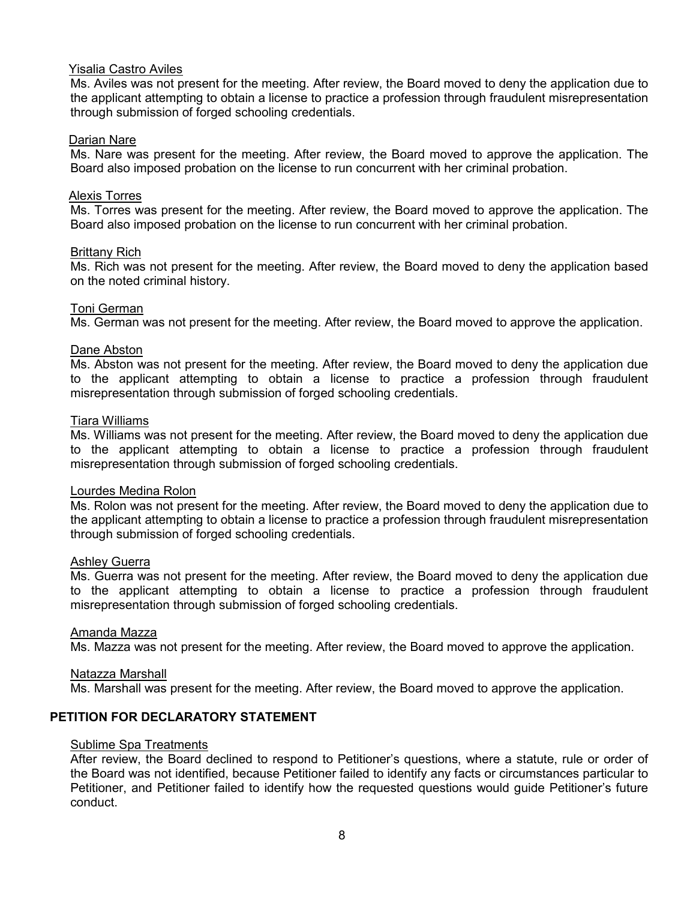Yisalia Castro Aviles

Ms. Aviles was not present for the meeting. After review, the Board moved to deny the application due to the applicant attempting to obtain a license to practice a profession through fraudulent misrepresentation through submission of forged schooling credentials.

Darian Nare

Ms. Nare was present for the meeting. After review, the Board moved to approve the application. The Board also imposed probation on the license to run concurrent with her criminal probation.

Alexis Torres

Ms. Torres was present for the meeting. After review, the Board moved to approve the application. The Board also imposed probation on the license to run concurrent with her criminal probation.

Brittany Rich

Ms. Rich was not present for the meeting. After review, the Board moved to deny the application based on the noted criminal history.

Toni German

Ms. German was not present for the meeting. After review, the Board moved to approve the application.

Dane Abston

Ms. Abston was not present for the meeting. After review, the Board moved to deny the application due to the applicant attempting to obtain a license to practice a profession through fraudulent misrepresentation through submission of forged schooling credentials.

Tiara Williams

Ms. Williams was not present for the meeting. After review, the Board moved to deny the application due to the applicant attempting to obtain a license to practice a profession through fraudulent misrepresentation through submission of forged schooling credentials.

Lourdes Medina Rolon

Ms. Rolon was not present for the meeting. After review, the Board moved to deny the application due to the applicant attempting to obtain a license to practice a profession through fraudulent misrepresentation through submission of forged schooling credentials.

Ashley Guerra

Ms. Guerra was not present for the meeting. After review, the Board moved to deny the application due to the applicant attempting to obtain a license to practice a profession through fraudulent misrepresentation through submission of forged schooling credentials.

Amanda Mazza

Ms. Mazza was not present for the meeting. After review, the Board moved to approve the application.

Natazza Marshall

Ms. Marshall was present for the meeting. After review, the Board moved to approve the application.

## PETITION FOR DECLARATORY STATEMENT

Sublime Spa Treatments

After review, the Board declined to respond to Petitioner's questions, where a statute, rule or order of the Board was not identified, because Petitioner failed to identify any facts or circumstances particular to Petitioner, and Petitioner failed to identify how the requested questions would guide Petitioner's future conduct.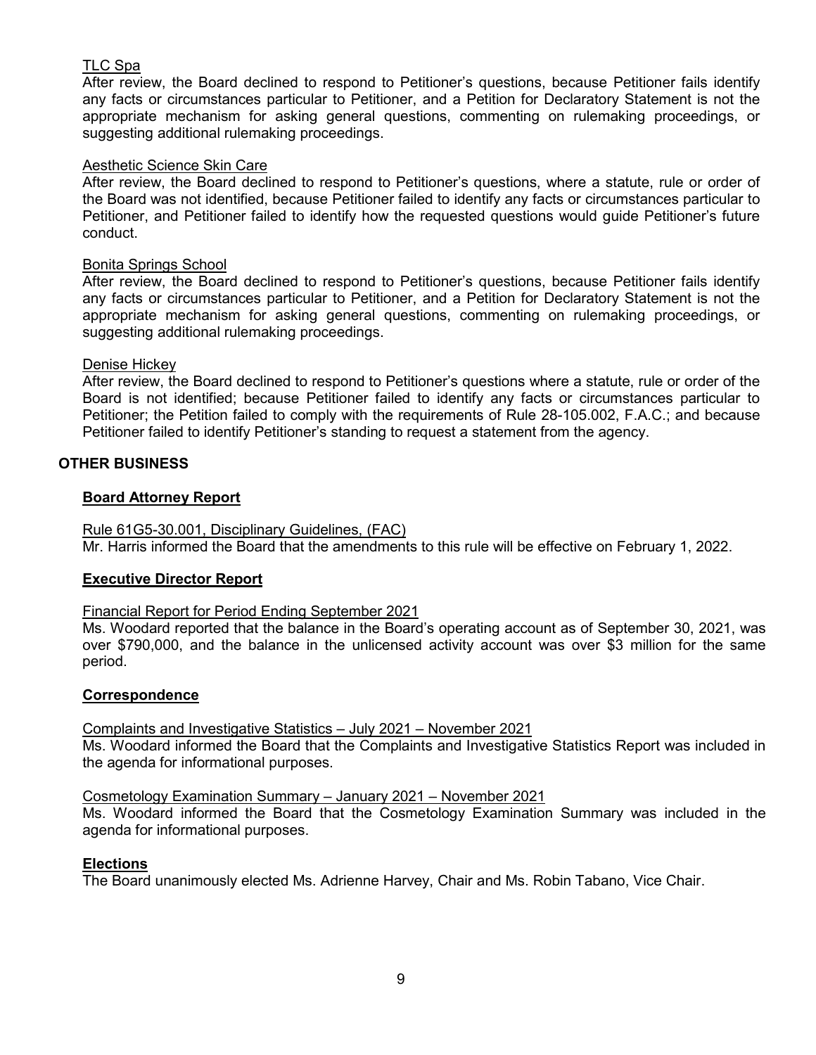TLC Spa

After review, the Board declined to respond to Petitioner's questions, because Petitioner fails identify any facts or circumstances particular to Petitioner, and a Petition for Declaratory Statement is not the appropriate mechanism for asking general questions, commenting on rulemaking proceedings, or suggesting additional rulemaking proceedings.

Aesthetic Science Skin Care

After review, the Board declined to respond to Petitioner's questions, where a statute, rule or order of the Board was not identified, because Petitioner failed to identify any facts or circumstances particular to Petitioner, and Petitioner failed to identify how the requested questions would guide Petitioner's future conduct.

Bonita Springs School

After review, the Board declined to respond to Petitioner's questions, because Petitioner fails identify any facts or circumstances particular to Petitioner, and a Petition for Declaratory Statement is not the appropriate mechanism for asking general questions, commenting on rulemaking proceedings, or suggesting additional rulemaking proceedings.

Denise Hickey

After review, the Board declined to respond to Petitioner's questions where a statute, rule or order of the Board is not identified; because Petitioner failed to identify any facts or circumstances particular to Petitioner; the Petition failed to comply with the requirements of Rule 28-105.002, F.A.C.; and because Petitioner failed to identify Petitioner's standing to request a statement from the agency.

## OTHER BUSINESS

### Board Attorney Report

Rule 61G5-30.001, Disciplinary Guidelines, (FAC)

Mr. Harris informed the Board that the amendments to this rule will be effective on February 1, 2022.

### Executive Director Report

Financial Report for Period Ending September 2021

Ms. Woodard reported that the balance in the Board's operating account as of September 30, 2021, was over $790,000, and the balance in the unlicensed activity account was over $3 million for the same period.

### Correspondence

Complaints and Investigative Statistics – July 2021 – November 2021

Ms. Woodard informed the Board that the Complaints and Investigative Statistics Report was included in the agenda for informational purposes.

Cosmetology Examination Summary – January 2021 – November 2021

Ms. Woodard informed the Board that the Cosmetology Examination Summary was included in the agenda for informational purposes.

### Elections

The Board unanimously elected Ms. Adrienne Harvey, Chair and Ms. Robin Tabano, Vice Chair.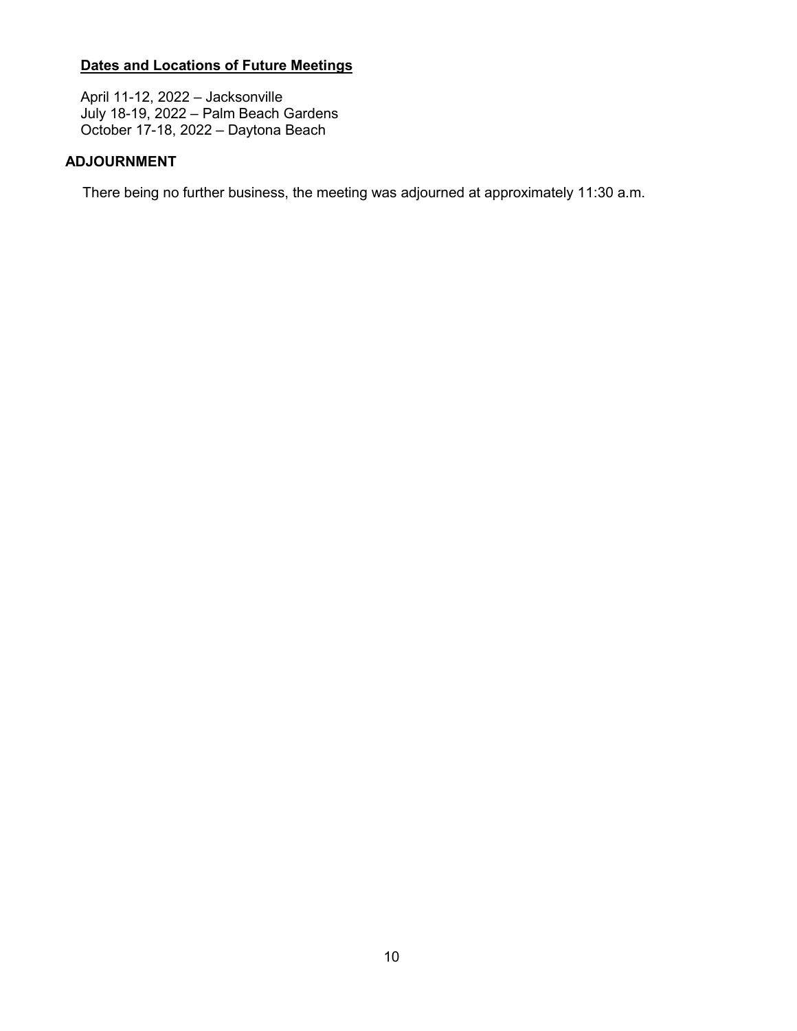**Dates and Locations of Future Meetings**

April 11-12, 2022 – Jacksonville
July 18-19, 2022 – Palm Beach Gardens
October 17-18, 2022 – Daytona Beach

## ADJOURNMENT

There being no further business, the meeting was adjourned at approximately 11:30 a.m.